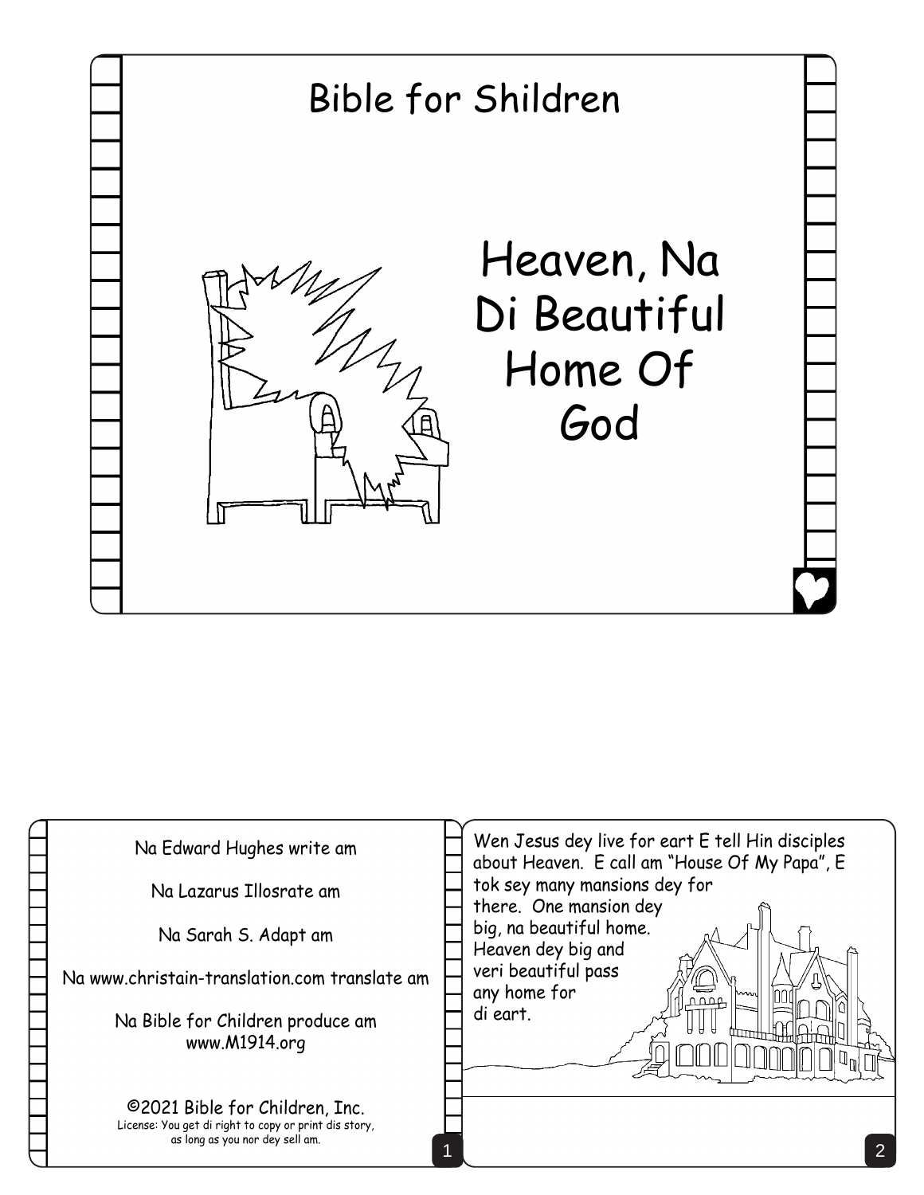Bible for Shildren

# Heaven, Na Di Beautiful Home Of God

Na Edward Hughes write am

Na Lazarus Illosrate am

Na Sarah S. Adapt am

Na www.christain-translation.com translate am

Na Bible for Children produce am
www.M1914.org

©2021 Bible for Children, Inc.
License: You get di right to copy or print dis story, as long as you nor dey sell am.

Wen Jesus dey live for eart E tell Hin disciples about Heaven. E call am "House Of My Papa", E tok sey many mansions dey for there. One mansion dey big, na beautiful home. Heaven dey big and veri beautiful pass any home for di eart.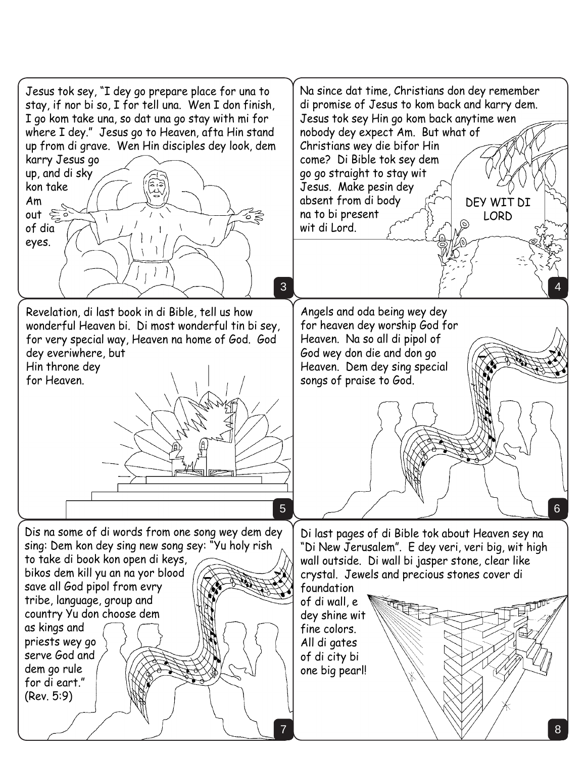Jesus tok sey, "I dey go prepare place for una to stay, if nor bi so, I for tell una. Wen I don finish, I go kom take una, so dat una go stay with mi for where I dey." Jesus go to Heaven, afta Hin stand up from di grave. Wen Hin disciples dey look, dem karry Jesus go up, and di sky kon take Am out of dia eyes.

Na since dat time, Christians don dey remember di promise of Jesus to kom back and karry dem. Jesus tok sey Hin go kom back anytime wen nobody dey expect Am. But what of Christians wey die bifor Hin come? Di Bible tok sey dem go go straight to stay wit Jesus. Make pesin dey absent from di body na to bi present wit di Lord.

DEY WIT DI LORD

Revelation, di last book in di Bible, tell us how wonderful Heaven bi. Di most wonderful tin bi sey, for very special way, Heaven na home of God. God dey everiwhere, but Hin throne dey for Heaven.

Angels and oda being wey dey for heaven dey worship God for Heaven. Na so all di pipol of God wey don die and don go Heaven. Dem dey sing special songs of praise to God.

Dis na some of di words from one song wey dem dey sing: Dem kon dey sing new song sey: "Yu holy rish to take di book kon open di keys, bikos dem kill yu an na yor blood save all God pipol from evry tribe, language, group and country Yu don choose dem as kings and priests wey go serve God and dem go rule for di eart." (Rev. 5:9)

Di last pages of di Bible tok about Heaven sey na "Di New Jerusalem". E dey veri, veri big, wit high wall outside. Di wall bi jasper stone, clear like crystal. Jewels and precious stones cover di foundation of di wall, e dey shine wit fine colors. All di gates of di city bi one big pearl!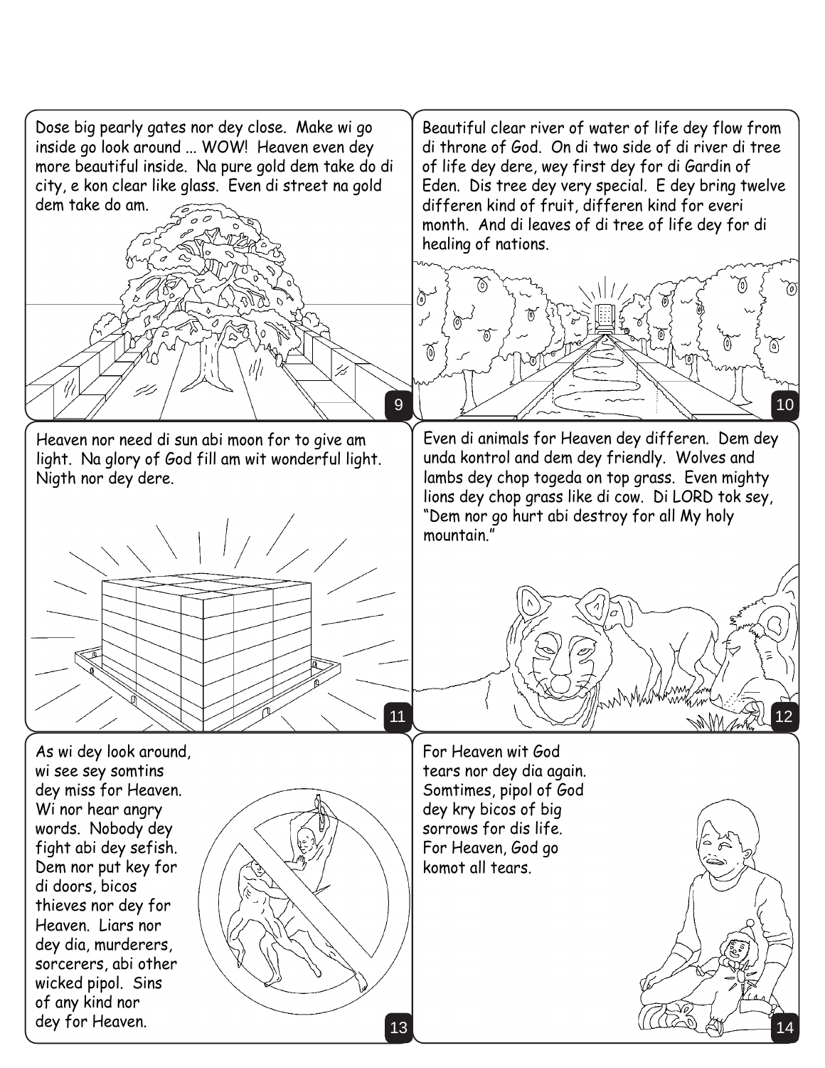Dose big pearly gates nor dey close. Make wi go inside go look around ... WOW! Heaven even dey more beautiful inside. Na pure gold dem take do di city, e kon clear like glass. Even di street na gold dem take do am.

Beautiful clear river of water of life dey flow from di throne of God. On di two side of di river di tree of life dey dere, wey first dey for di Gardin of Eden. Dis tree dey very special. E dey bring twelve differen kind of fruit, differen kind for everi month. And di leaves of di tree of life dey for di healing of nations.

Heaven nor need di sun abi moon for to give am light. Na glory of God fill am wit wonderful light. Nigth nor dey dere.

Even di animals for Heaven dey differen. Dem dey unda kontrol and dem dey friendly. Wolves and lambs dey chop togeda on top grass. Even mighty lions dey chop grass like di cow. Di LORD tok sey, "Dem nor go hurt abi destroy for all My holy mountain."

As wi dey look around, wi see sey somtins dey miss for Heaven. Wi nor hear angry words. Nobody dey fight abi dey sefish. Dem nor put key for di doors, bicos thieves nor dey for Heaven. Liars nor dey dia, murderers, sorcerers, abi other wicked pipol. Sins of any kind nor dey for Heaven.

For Heaven wit God tears nor dey dia again. Somtimes, pipol of God dey kry bicos of big sorrows for dis life. For Heaven, God go komot all tears.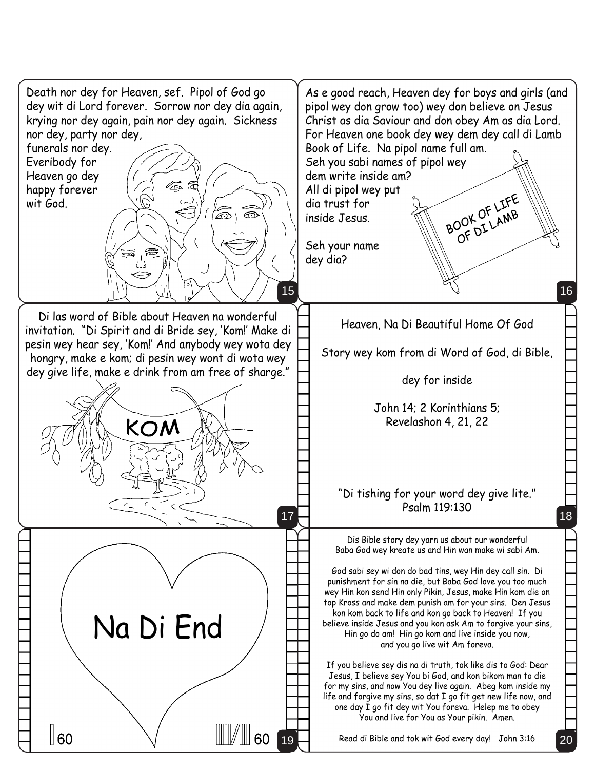Death nor dey for Heaven, sef. Pipol of God go dey wit di Lord forever. Sorrow nor dey dia again, krying nor dey again, pain nor dey again. Sickness nor dey, party nor dey, funerals nor dey. Everibody for Heaven go dey happy forever wit God.

As e good reach, Heaven dey for boys and girls (and pipol wey don grow too) wey don believe on Jesus Christ as dia Saviour and don obey Am as dia Lord. For Heaven one book dey wey dem dey call di Lamb Book of Life. Na pipol name full am. Seh you sabi names of pipol wey dem write inside am? All di pipol wey put dia trust for inside Jesus.

Seh your name dey dia?

BOOK OF LIFE OF DI LAMB

Di las word of Bible about Heaven na wonderful invitation. "Di Spirit and di Bride sey, 'Kom!' Make di pesin wey hear sey, 'Kom!' And anybody wey wota dey hongry, make e kom; di pesin wey wont di wota wey dey give life, make e drink from am free of sharge."

KOM

Heaven, Na Di Beautiful Home Of God

Story wey kom from di Word of God, di Bible,

dey for inside

John 14; 2 Korinthians 5;
Revelashon 4, 21, 22

"Di tishing for your word dey give lite."
Psalm 119:130

Na Di End

60

60

Dis Bible story dey yarn us about our wonderful Baba God wey kreate us and Hin wan make wi sabi Am.

God sabi sey wi don do bad tins, wey Hin dey call sin. Di punishment for sin na die, but Baba God love you too much wey Hin kon send Hin only Pikin, Jesus, make Hin kom die on top Kross and make dem punish am for your sins. Den Jesus kon kom back to life and kon go back to Heaven! If you believe inside Jesus and you kon ask Am to forgive your sins, Hin go do am! Hin go kom and live inside you now, and you go live wit Am foreva.

If you believe sey dis na di truth, tok like dis to God: Dear Jesus, I believe sey You bi God, and kon bikom man to die for my sins, and now You dey live again. Abeg kom inside my life and forgive my sins, so dat I go fit get new life now, and one day I go fit dey wit You foreva. Helep me to obey You and live for You as Your pikin. Amen.

Read di Bible and tok wit God every day! John 3:16